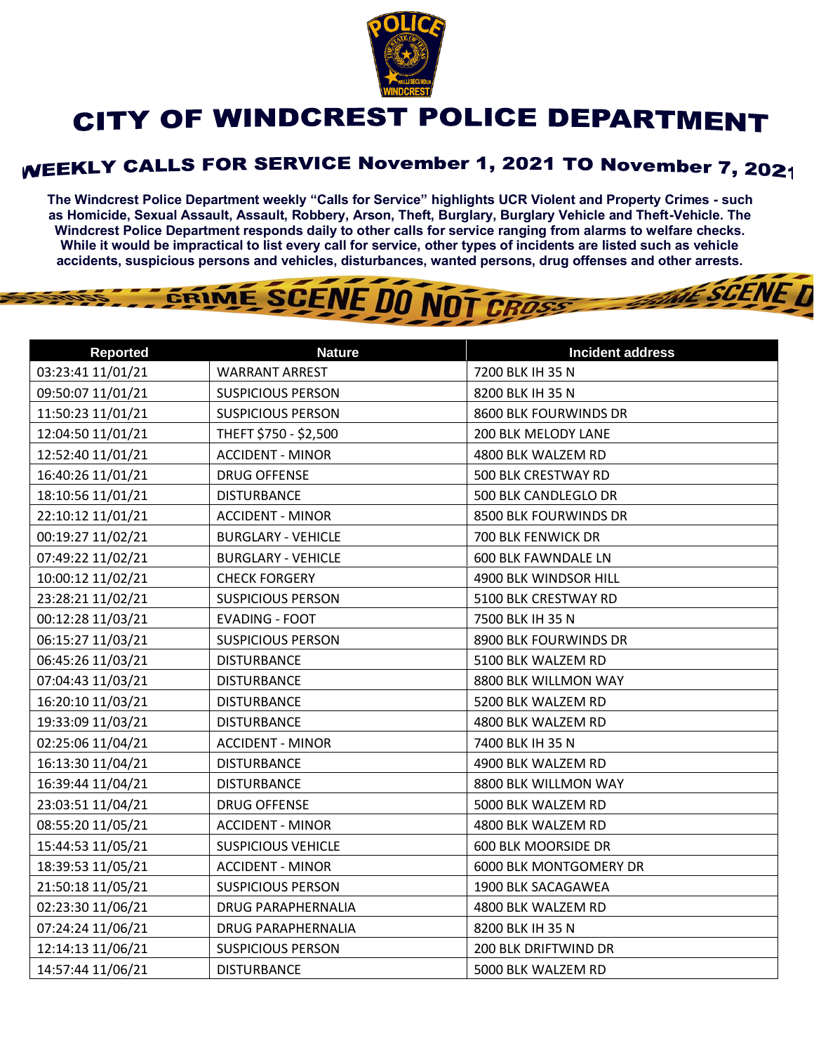# CITY OF WINDCREST POLICE DEPARTMENT

## WEEKLY CALLS FOR SERVICE November 1, 2021 TO November 7, 2021

**The Windcrest Police Department weekly "Calls for Service" highlights UCR Violent and Property Crimes - such as Homicide, Sexual Assault, Assault, Robbery, Arson, Theft, Burglary, Burglary Vehicle and Theft-Vehicle. The Windcrest Police Department responds daily to other calls for service ranging from alarms to welfare checks. While it would be impractical to list every call for service, other types of incidents are listed such as vehicle accidents, suspicious persons and vehicles, disturbances, wanted persons, drug offenses and other arrests.**

| Reported | Nature | Incident address |
|---|---|---|
| 03:23:41 11/01/21 | WARRANT ARREST | 7200 BLK IH 35 N |
| 09:50:07 11/01/21 | SUSPICIOUS PERSON | 8200 BLK IH 35 N |
| 11:50:23 11/01/21 | SUSPICIOUS PERSON | 8600 BLK FOURWINDS DR |
| 12:04:50 11/01/21 | THEFT $750 - $2,500 | 200 BLK MELODY LANE |
| 12:52:40 11/01/21 | ACCIDENT - MINOR | 4800 BLK WALZEM RD |
| 16:40:26 11/01/21 | DRUG OFFENSE | 500 BLK CRESTWAY RD |
| 18:10:56 11/01/21 | DISTURBANCE | 500 BLK CANDLEGLO DR |
| 22:10:12 11/01/21 | ACCIDENT - MINOR | 8500 BLK FOURWINDS DR |
| 00:19:27 11/02/21 | BURGLARY - VEHICLE | 700 BLK FENWICK DR |
| 07:49:22 11/02/21 | BURGLARY - VEHICLE | 600 BLK FAWNDALE LN |
| 10:00:12 11/02/21 | CHECK FORGERY | 4900 BLK WINDSOR HILL |
| 23:28:21 11/02/21 | SUSPICIOUS PERSON | 5100 BLK CRESTWAY RD |
| 00:12:28 11/03/21 | EVADING - FOOT | 7500 BLK IH 35 N |
| 06:15:27 11/03/21 | SUSPICIOUS PERSON | 8900 BLK FOURWINDS DR |
| 06:45:26 11/03/21 | DISTURBANCE | 5100 BLK WALZEM RD |
| 07:04:43 11/03/21 | DISTURBANCE | 8800 BLK WILLMON WAY |
| 16:20:10 11/03/21 | DISTURBANCE | 5200 BLK WALZEM RD |
| 19:33:09 11/03/21 | DISTURBANCE | 4800 BLK WALZEM RD |
| 02:25:06 11/04/21 | ACCIDENT - MINOR | 7400 BLK IH 35 N |
| 16:13:30 11/04/21 | DISTURBANCE | 4900 BLK WALZEM RD |
| 16:39:44 11/04/21 | DISTURBANCE | 8800 BLK WILLMON WAY |
| 23:03:51 11/04/21 | DRUG OFFENSE | 5000 BLK WALZEM RD |
| 08:55:20 11/05/21 | ACCIDENT - MINOR | 4800 BLK WALZEM RD |
| 15:44:53 11/05/21 | SUSPICIOUS VEHICLE | 600 BLK MOORSIDE DR |
| 18:39:53 11/05/21 | ACCIDENT - MINOR | 6000 BLK MONTGOMERY DR |
| 21:50:18 11/05/21 | SUSPICIOUS PERSON | 1900 BLK SACAGAWEA |
| 02:23:30 11/06/21 | DRUG PARAPHERNALIA | 4800 BLK WALZEM RD |
| 07:24:24 11/06/21 | DRUG PARAPHERNALIA | 8200 BLK IH 35 N |
| 12:14:13 11/06/21 | SUSPICIOUS PERSON | 200 BLK DRIFTWIND DR |
| 14:57:44 11/06/21 | DISTURBANCE | 5000 BLK WALZEM RD |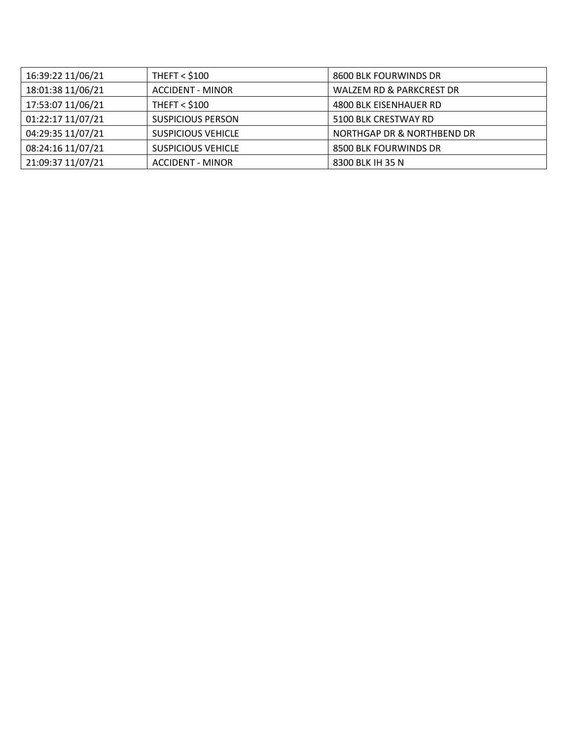| | | |
|---|---|---|
| 16:39:22 11/06/21 | THEFT < $100 | 8600 BLK FOURWINDS DR |
| 18:01:38 11/06/21 | ACCIDENT - MINOR | WALZEM RD & PARKCREST DR |
| 17:53:07 11/06/21 | THEFT < $100 | 4800 BLK EISENHAUER RD |
| 01:22:17 11/07/21 | SUSPICIOUS PERSON | 5100 BLK CRESTWAY RD |
| 04:29:35 11/07/21 | SUSPICIOUS VEHICLE | NORTHGAP DR & NORTHBEND DR |
| 08:24:16 11/07/21 | SUSPICIOUS VEHICLE | 8500 BLK FOURWINDS DR |
| 21:09:37 11/07/21 | ACCIDENT - MINOR | 8300 BLK IH 35 N |